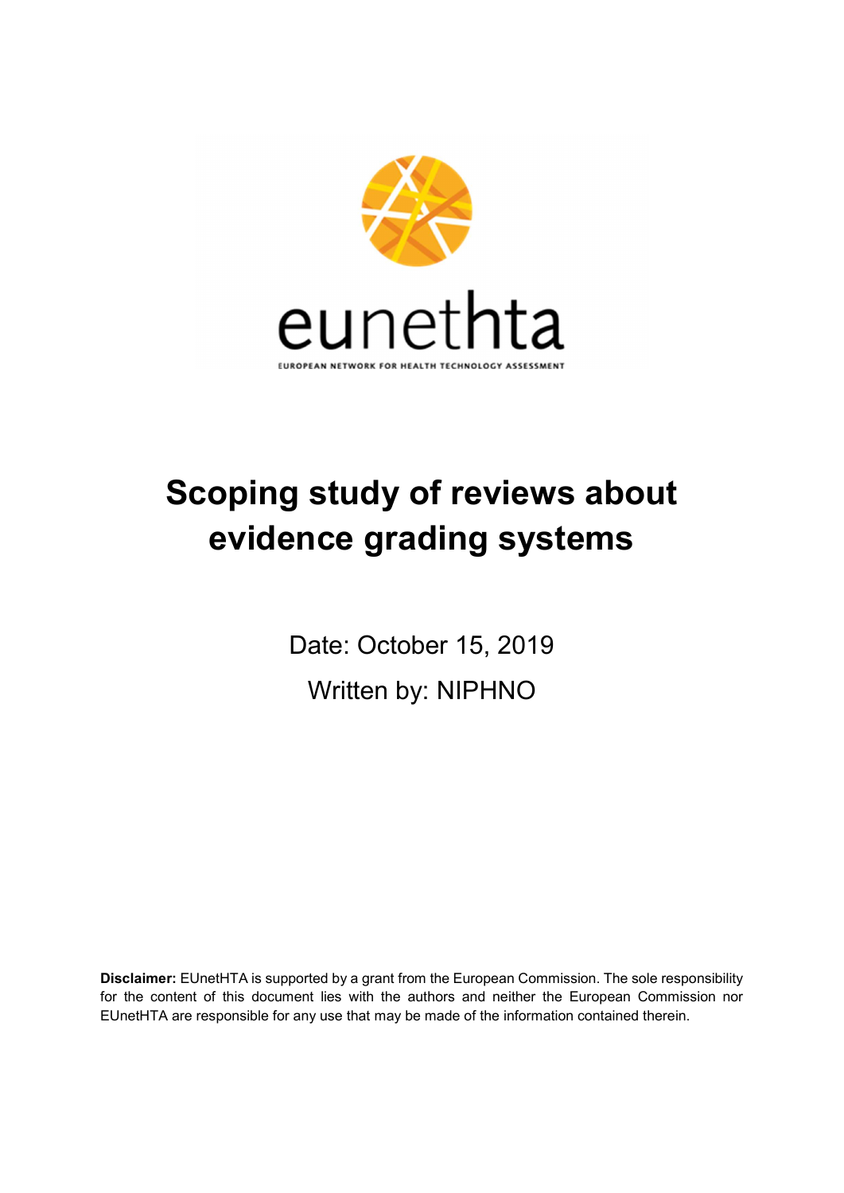eunethta

EUROPEAN NETWORK FOR HEALTH TECHNOLOGY ASSESSMENT

# Scoping study of reviews about evidence grading systems

Date: October 15, 2019

Written by: NIPHNO

**Disclaimer:** EUnetHTA is supported by a grant from the European Commission. The sole responsibility for the content of this document lies with the authors and neither the European Commission nor EUnetHTA are responsible for any use that may be made of the information contained therein.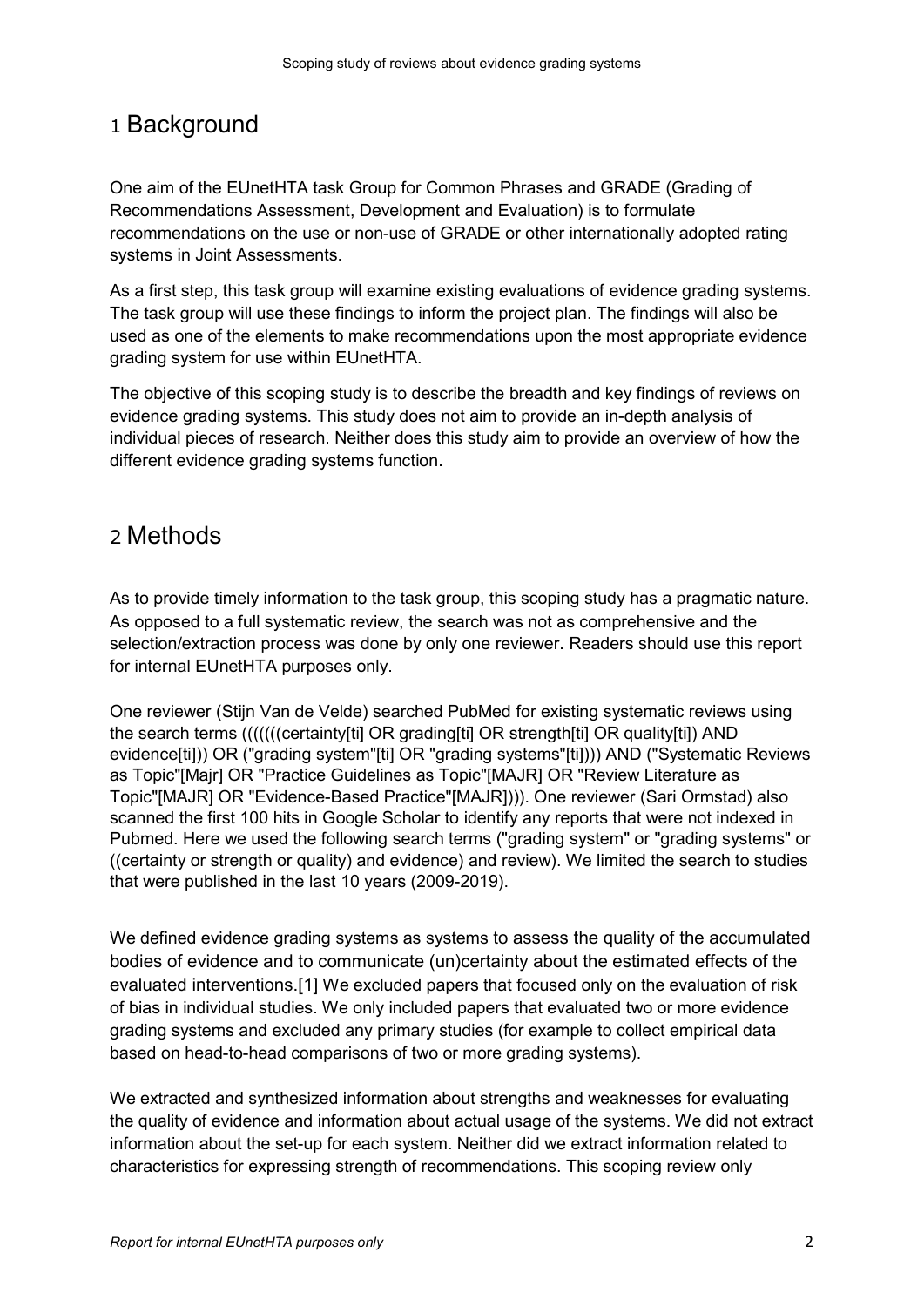# 1 Background

One aim of the EUnetHTA task Group for Common Phrases and GRADE (Grading of Recommendations Assessment, Development and Evaluation) is to formulate recommendations on the use or non-use of GRADE or other internationally adopted rating systems in Joint Assessments.

As a first step, this task group will examine existing evaluations of evidence grading systems. The task group will use these findings to inform the project plan. The findings will also be used as one of the elements to make recommendations upon the most appropriate evidence grading system for use within EUnetHTA.

The objective of this scoping study is to describe the breadth and key findings of reviews on evidence grading systems. This study does not aim to provide an in-depth analysis of individual pieces of research. Neither does this study aim to provide an overview of how the different evidence grading systems function.

# 2 Methods

As to provide timely information to the task group, this scoping study has a pragmatic nature. As opposed to a full systematic review, the search was not as comprehensive and the selection/extraction process was done by only one reviewer. Readers should use this report for internal EUnetHTA purposes only.

One reviewer (Stijn Van de Velde) searched PubMed for existing systematic reviews using the search terms (((((((certainty[ti] OR grading[ti] OR strength[ti] OR quality[ti]) AND evidence[ti])) OR ("grading system"[ti] OR "grading systems"[ti]))) AND ("Systematic Reviews as Topic"[Majr] OR "Practice Guidelines as Topic"[MAJR] OR "Review Literature as Topic"[MAJR] OR "Evidence-Based Practice"[MAJR]))). One reviewer (Sari Ormstad) also scanned the first 100 hits in Google Scholar to identify any reports that were not indexed in Pubmed. Here we used the following search terms ("grading system" or "grading systems" or ((certainty or strength or quality) and evidence) and review). We limited the search to studies that were published in the last 10 years (2009-2019).

We defined evidence grading systems as systems to assess the quality of the accumulated bodies of evidence and to communicate (un)certainty about the estimated effects of the evaluated interventions.[1] We excluded papers that focused only on the evaluation of risk of bias in individual studies. We only included papers that evaluated two or more evidence grading systems and excluded any primary studies (for example to collect empirical data based on head-to-head comparisons of two or more grading systems).

We extracted and synthesized information about strengths and weaknesses for evaluating the quality of evidence and information about actual usage of the systems. We did not extract information about the set-up for each system. Neither did we extract information related to characteristics for expressing strength of recommendations. This scoping review only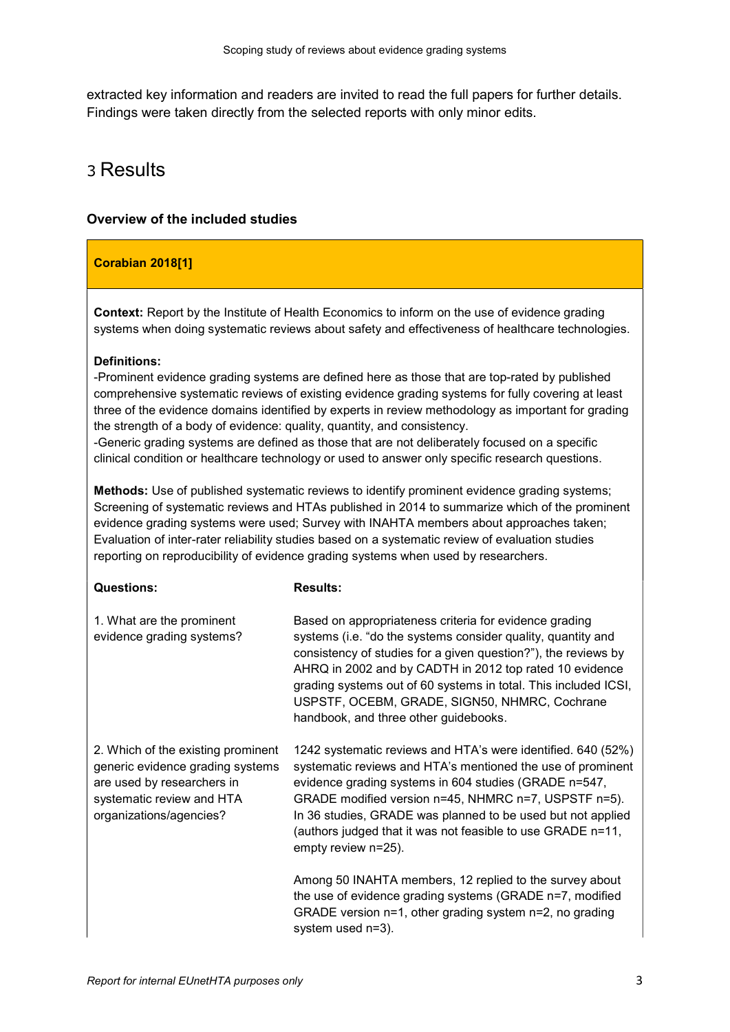extracted key information and readers are invited to read the full papers for further details. Findings were taken directly from the selected reports with only minor edits.

# 3 Results

### Overview of the included studies

**Corabian 2018[1]**

**Context:** Report by the Institute of Health Economics to inform on the use of evidence grading systems when doing systematic reviews about safety and effectiveness of healthcare technologies.

**Definitions:**
-Prominent evidence grading systems are defined here as those that are top-rated by published comprehensive systematic reviews of existing evidence grading systems for fully covering at least three of the evidence domains identified by experts in review methodology as important for grading the strength of a body of evidence: quality, quantity, and consistency.
-Generic grading systems are defined as those that are not deliberately focused on a specific clinical condition or healthcare technology or used to answer only specific research questions.

**Methods:** Use of published systematic reviews to identify prominent evidence grading systems; Screening of systematic reviews and HTAs published in 2014 to summarize which of the prominent evidence grading systems were used; Survey with INAHTA members about approaches taken; Evaluation of inter-rater reliability studies based on a systematic review of evaluation studies reporting on reproducibility of evidence grading systems when used by researchers.

| **Questions:** | **Results:** |
|---|---|
| 1. What are the prominent evidence grading systems? | Based on appropriateness criteria for evidence grading systems (i.e. "do the systems consider quality, quantity and consistency of studies for a given question?"), the reviews by AHRQ in 2002 and by CADTH in 2012 top rated 10 evidence grading systems out of 60 systems in total. This included ICSI, USPSTF, OCEBM, GRADE, SIGN50, NHMRC, Cochrane handbook, and three other guidebooks. |
| 2. Which of the existing prominent generic evidence grading systems are used by researchers in systematic review and HTA organizations/agencies? | 1242 systematic reviews and HTA's were identified. 640 (52%) systematic reviews and HTA's mentioned the use of prominent evidence grading systems in 604 studies (GRADE n=547, GRADE modified version n=45, NHMRC n=7, USPSTF n=5). In 36 studies, GRADE was planned to be used but not applied (authors judged that it was not feasible to use GRADE n=11, empty review n=25).<br><br>Among 50 INAHTA members, 12 replied to the survey about the use of evidence grading systems (GRADE n=7, modified GRADE version n=1, other grading system n=2, no grading system used n=3). |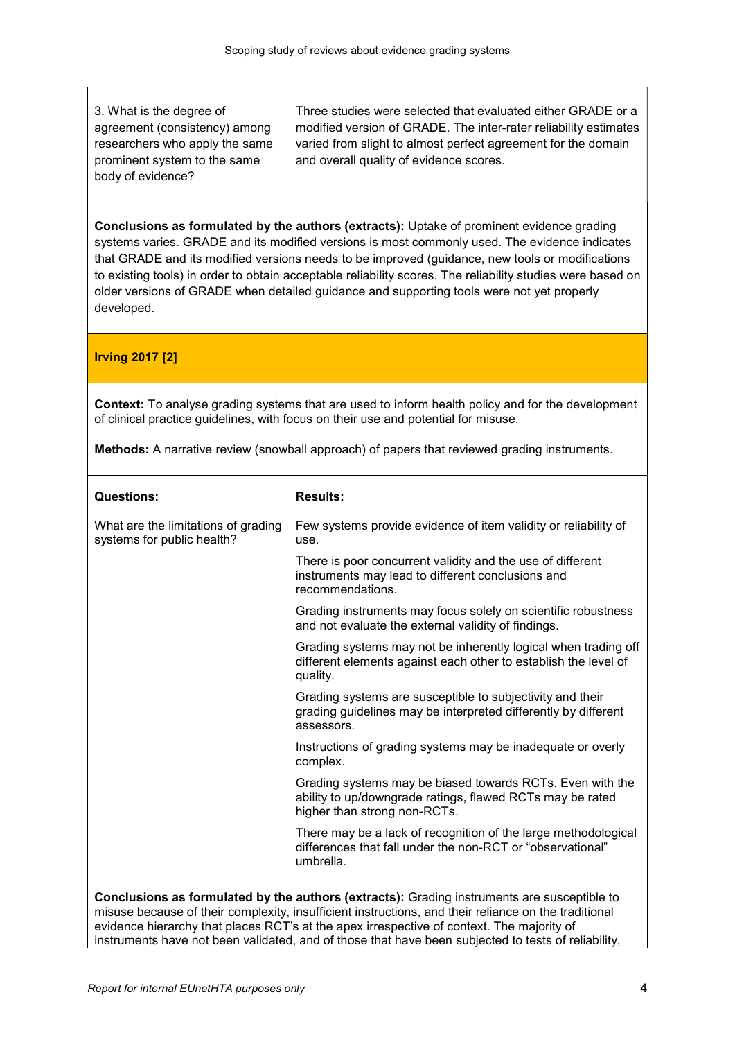| | |
|---|---|
| 3. What is the degree of agreement (consistency) among researchers who apply the same prominent system to the same body of evidence? | Three studies were selected that evaluated either GRADE or a modified version of GRADE. The inter-rater reliability estimates varied from slight to almost perfect agreement for the domain and overall quality of evidence scores. |

**Conclusions as formulated by the authors (extracts):** Uptake of prominent evidence grading systems varies. GRADE and its modified versions is most commonly used. The evidence indicates that GRADE and its modified versions needs to be improved (guidance, new tools or modifications to existing tools) in order to obtain acceptable reliability scores. The reliability studies were based on older versions of GRADE when detailed guidance and supporting tools were not yet properly developed.

### Irving 2017 [2]

**Context:** To analyse grading systems that are used to inform health policy and for the development of clinical practice guidelines, with focus on their use and potential for misuse.

**Methods:** A narrative review (snowball approach) of papers that reviewed grading instruments.

| **Questions:** | **Results:** |
|---|---|
| What are the limitations of grading systems for public health? | Few systems provide evidence of item validity or reliability of use. |
| | There is poor concurrent validity and the use of different instruments may lead to different conclusions and recommendations. |
| | Grading instruments may focus solely on scientific robustness and not evaluate the external validity of findings. |
| | Grading systems may not be inherently logical when trading off different elements against each other to establish the level of quality. |
| | Grading systems are susceptible to subjectivity and their grading guidelines may be interpreted differently by different assessors. |
| | Instructions of grading systems may be inadequate or overly complex. |
| | Grading systems may be biased towards RCTs. Even with the ability to up/downgrade ratings, flawed RCTs may be rated higher than strong non-RCTs. |
| | There may be a lack of recognition of the large methodological differences that fall under the non-RCT or "observational" umbrella. |

**Conclusions as formulated by the authors (extracts):** Grading instruments are susceptible to misuse because of their complexity, insufficient instructions, and their reliance on the traditional evidence hierarchy that places RCT's at the apex irrespective of context. The majority of instruments have not been validated, and of those that have been subjected to tests of reliability,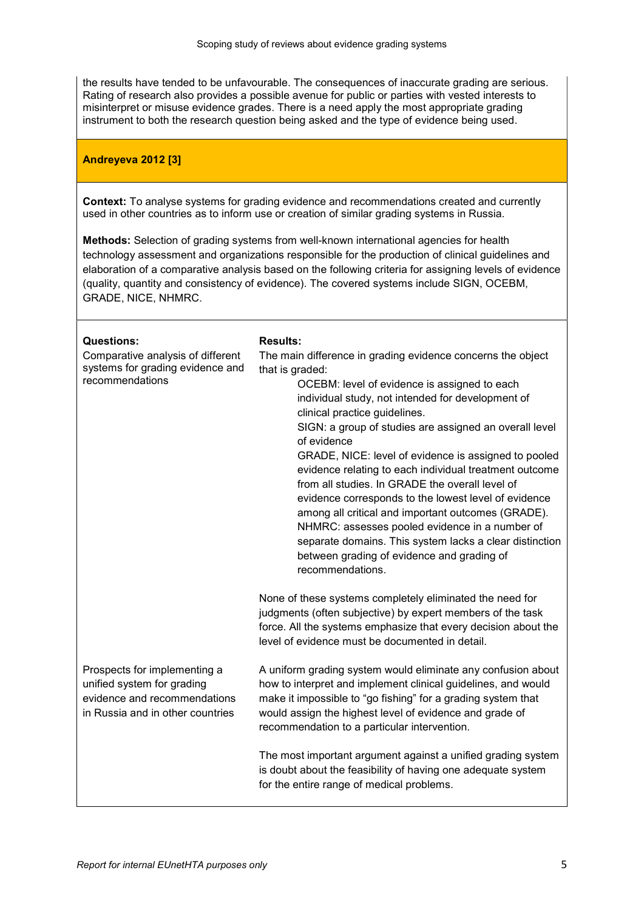the results have tended to be unfavourable. The consequences of inaccurate grading are serious. Rating of research also provides a possible avenue for public or parties with vested interests to misinterpret or misuse evidence grades. There is a need apply the most appropriate grading instrument to both the research question being asked and the type of evidence being used.

### Andreyeva 2012 [3]

**Context:** To analyse systems for grading evidence and recommendations created and currently used in other countries as to inform use or creation of similar grading systems in Russia.

**Methods:** Selection of grading systems from well-known international agencies for health technology assessment and organizations responsible for the production of clinical guidelines and elaboration of a comparative analysis based on the following criteria for assigning levels of evidence (quality, quantity and consistency of evidence). The covered systems include SIGN, OCEBM, GRADE, NICE, NHMRC.

| Questions: | Results: |
|---|---|
| Comparative analysis of different systems for grading evidence and recommendations | The main difference in grading evidence concerns the object that is graded:<br>OCEBM: level of evidence is assigned to each individual study, not intended for development of clinical practice guidelines.<br>SIGN: a group of studies are assigned an overall level of evidence<br>GRADE, NICE: level of evidence is assigned to pooled evidence relating to each individual treatment outcome from all studies. In GRADE the overall level of evidence corresponds to the lowest level of evidence among all critical and important outcomes (GRADE).<br>NHMRC: assesses pooled evidence in a number of separate domains. This system lacks a clear distinction between grading of evidence and grading of recommendations.<br><br>None of these systems completely eliminated the need for judgments (often subjective) by expert members of the task force. All the systems emphasize that every decision about the level of evidence must be documented in detail. |
| Prospects for implementing a unified system for grading evidence and recommendations in Russia and in other countries | A uniform grading system would eliminate any confusion about how to interpret and implement clinical guidelines, and would make it impossible to "go fishing" for a grading system that would assign the highest level of evidence and grade of recommendation to a particular intervention.<br><br>The most important argument against a unified grading system is doubt about the feasibility of having one adequate system for the entire range of medical problems. |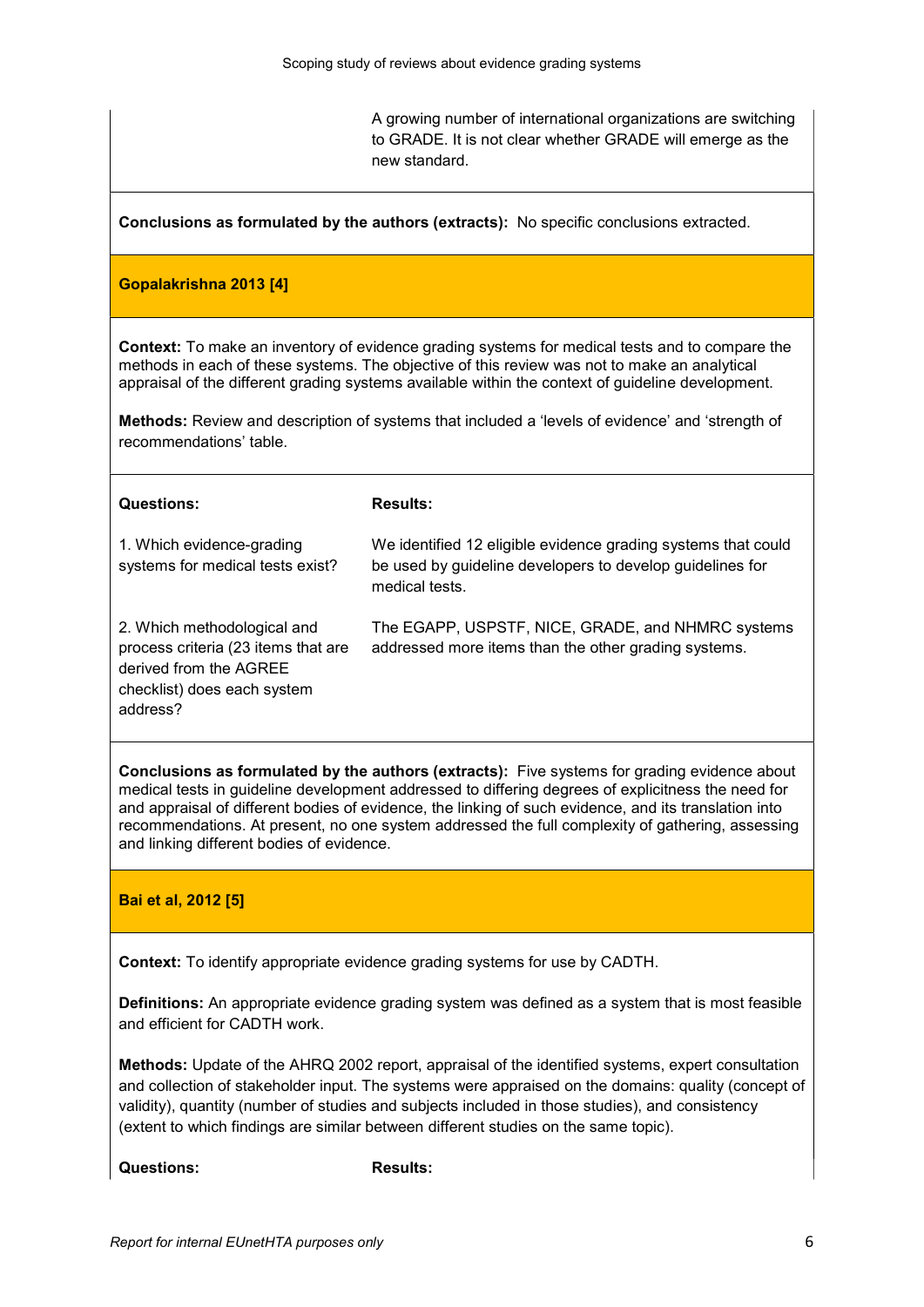| | A growing number of international organizations are switching to GRADE. It is not clear whether GRADE will emerge as the new standard. |
|---|---|

**Conclusions as formulated by the authors (extracts):** No specific conclusions extracted.

### Gopalakrishna 2013 [4]

**Context:** To make an inventory of evidence grading systems for medical tests and to compare the methods in each of these systems. The objective of this review was not to make an analytical appraisal of the different grading systems available within the context of guideline development.

**Methods:** Review and description of systems that included a 'levels of evidence' and 'strength of recommendations' table.

| Questions: | Results: |
|---|---|
| 1. Which evidence-grading systems for medical tests exist? | We identified 12 eligible evidence grading systems that could be used by guideline developers to develop guidelines for medical tests. |
| 2. Which methodological and process criteria (23 items that are derived from the AGREE checklist) does each system address? | The EGAPP, USPSTF, NICE, GRADE, and NHMRC systems addressed more items than the other grading systems. |

**Conclusions as formulated by the authors (extracts):** Five systems for grading evidence about medical tests in guideline development addressed to differing degrees of explicitness the need for and appraisal of different bodies of evidence, the linking of such evidence, and its translation into recommendations. At present, no one system addressed the full complexity of gathering, assessing and linking different bodies of evidence.

### Bai et al, 2012 [5]

**Context:** To identify appropriate evidence grading systems for use by CADTH.

**Definitions:** An appropriate evidence grading system was defined as a system that is most feasible and efficient for CADTH work.

**Methods:** Update of the AHRQ 2002 report, appraisal of the identified systems, expert consultation and collection of stakeholder input. The systems were appraised on the domains: quality (concept of validity), quantity (number of studies and subjects included in those studies), and consistency (extent to which findings are similar between different studies on the same topic).

| Questions: | Results: |
|---|---|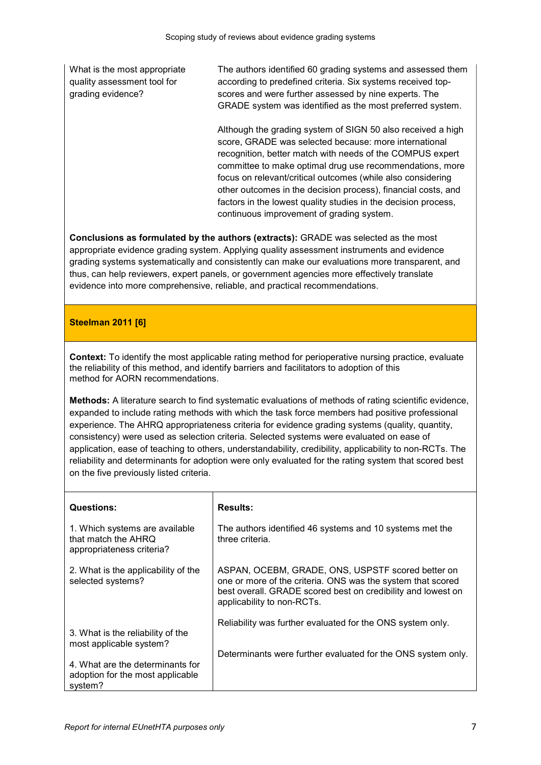| | |
|---|---|
| What is the most appropriate quality assessment tool for grading evidence? | The authors identified 60 grading systems and assessed them according to predefined criteria. Six systems received top-scores and were further assessed by nine experts. The GRADE system was identified as the most preferred system.<br><br>Although the grading system of SIGN 50 also received a high score, GRADE was selected because: more international recognition, better match with needs of the COMPUS expert committee to make optimal drug use recommendations, more focus on relevant/critical outcomes (while also considering other outcomes in the decision process), financial costs, and factors in the lowest quality studies in the decision process, continuous improvement of grading system. |

**Conclusions as formulated by the authors (extracts):** GRADE was selected as the most appropriate evidence grading system. Applying quality assessment instruments and evidence grading systems systematically and consistently can make our evaluations more transparent, and thus, can help reviewers, expert panels, or government agencies more effectively translate evidence into more comprehensive, reliable, and practical recommendations.

**Steelman 2011 [6]**

**Context:** To identify the most applicable rating method for perioperative nursing practice, evaluate the reliability of this method, and identify barriers and facilitators to adoption of this method for AORN recommendations.

**Methods:** A literature search to find systematic evaluations of methods of rating scientific evidence, expanded to include rating methods with which the task force members had positive professional experience. The AHRQ appropriateness criteria for evidence grading systems (quality, quantity, consistency) were used as selection criteria. Selected systems were evaluated on ease of application, ease of teaching to others, understandability, credibility, applicability to non-RCTs. The reliability and determinants for adoption were only evaluated for the rating system that scored best on the five previously listed criteria.

| Questions: | Results: |
|---|---|
| 1. Which systems are available that match the AHRQ appropriateness criteria? | The authors identified 46 systems and 10 systems met the three criteria. |
| 2. What is the applicability of the selected systems? | ASPAN, OCEBM, GRADE, ONS, USPSTF scored better on one or more of the criteria. ONS was the system that scored best overall. GRADE scored best on credibility and lowest on applicability to non-RCTs. |
| 3. What is the reliability of the most applicable system? | Reliability was further evaluated for the ONS system only. |
| 4. What are the determinants for adoption for the most applicable system? | Determinants were further evaluated for the ONS system only. |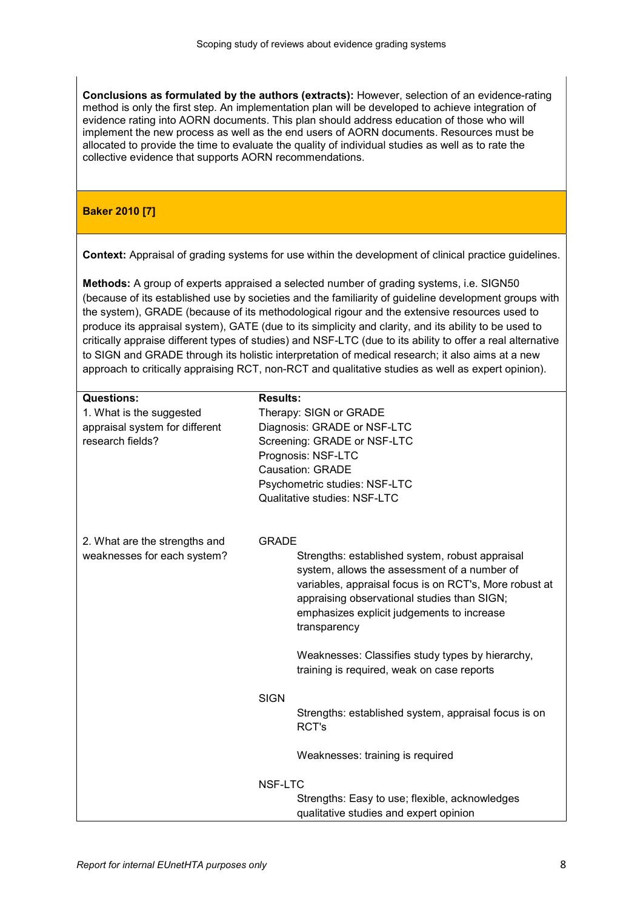**Conclusions as formulated by the authors (extracts):** However, selection of an evidence-rating method is only the first step. An implementation plan will be developed to achieve integration of evidence rating into AORN documents. This plan should address education of those who will implement the new process as well as the end users of AORN documents. Resources must be allocated to provide the time to evaluate the quality of individual studies as well as to rate the collective evidence that supports AORN recommendations.

## Baker 2010 [7]

**Context:** Appraisal of grading systems for use within the development of clinical practice guidelines.

**Methods:** A group of experts appraised a selected number of grading systems, i.e. SIGN50 (because of its established use by societies and the familiarity of guideline development groups with the system), GRADE (because of its methodological rigour and the extensive resources used to produce its appraisal system), GATE (due to its simplicity and clarity, and its ability to be used to critically appraise different types of studies) and NSF-LTC (due to its ability to offer a real alternative to SIGN and GRADE through its holistic interpretation of medical research; it also aims at a new approach to critically appraising RCT, non-RCT and qualitative studies as well as expert opinion).

| Questions: | Results: |
|---|---|
| 1. What is the suggested appraisal system for different research fields? | Therapy: SIGN or GRADE<br>Diagnosis: GRADE or NSF-LTC<br>Screening: GRADE or NSF-LTC<br>Prognosis: NSF-LTC<br>Causation: GRADE<br>Psychometric studies: NSF-LTC<br>Qualitative studies: NSF-LTC |
| 2. What are the strengths and weaknesses for each system? | GRADE<br>Strengths: established system, robust appraisal system, allows the assessment of a number of variables, appraisal focus is on RCT's, More robust at appraising observational studies than SIGN; emphasizes explicit judgements to increase transparency<br><br>Weaknesses: Classifies study types by hierarchy, training is required, weak on case reports<br><br>SIGN<br>Strengths: established system, appraisal focus is on RCT's<br><br>Weaknesses: training is required<br><br>NSF-LTC<br>Strengths: Easy to use; flexible, acknowledges qualitative studies and expert opinion |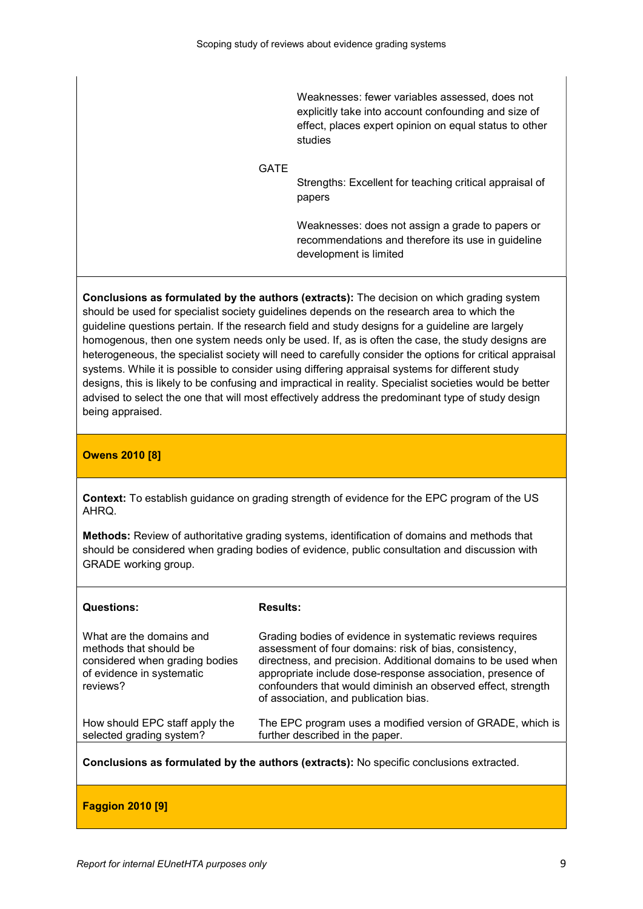Weaknesses: fewer variables assessed, does not explicitly take into account confounding and size of effect, places expert opinion on equal status to other studies

GATE

Strengths: Excellent for teaching critical appraisal of papers

Weaknesses: does not assign a grade to papers or recommendations and therefore its use in guideline development is limited

**Conclusions as formulated by the authors (extracts):** The decision on which grading system should be used for specialist society guidelines depends on the research area to which the guideline questions pertain. If the research field and study designs for a guideline are largely homogenous, then one system needs only be used. If, as is often the case, the study designs are heterogeneous, the specialist society will need to carefully consider the options for critical appraisal systems. While it is possible to consider using differing appraisal systems for different study designs, this is likely to be confusing and impractical in reality. Specialist societies would be better advised to select the one that will most effectively address the predominant type of study design being appraised.

**Owens 2010 [8]**

**Context:** To establish guidance on grading strength of evidence for the EPC program of the US AHRQ.

**Methods:** Review of authoritative grading systems, identification of domains and methods that should be considered when grading bodies of evidence, public consultation and discussion with GRADE working group.

| **Questions:** | **Results:** |
|---|---|
| What are the domains and methods that should be considered when grading bodies of evidence in systematic reviews? | Grading bodies of evidence in systematic reviews requires assessment of four domains: risk of bias, consistency, directness, and precision. Additional domains to be used when appropriate include dose-response association, presence of confounders that would diminish an observed effect, strength of association, and publication bias. |
| How should EPC staff apply the selected grading system? | The EPC program uses a modified version of GRADE, which is further described in the paper. |

**Conclusions as formulated by the authors (extracts):** No specific conclusions extracted.

**Faggion 2010 [9]**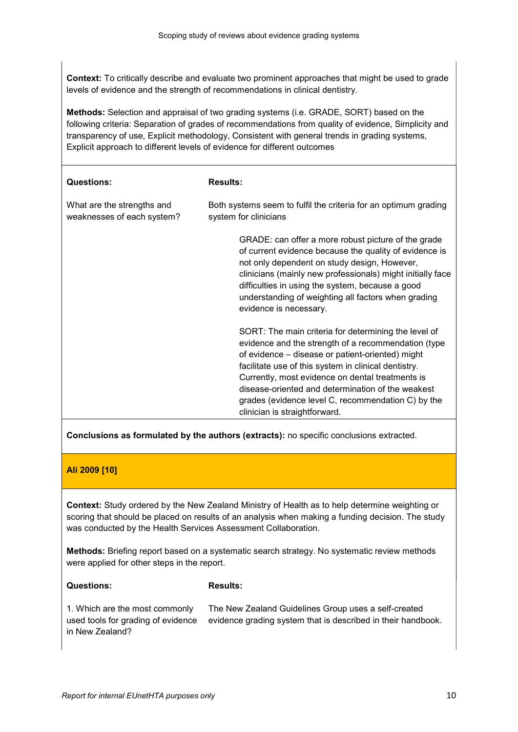**Context:** To critically describe and evaluate two prominent approaches that might be used to grade levels of evidence and the strength of recommendations in clinical dentistry.

**Methods:** Selection and appraisal of two grading systems (i.e. GRADE, SORT) based on the following criteria: Separation of grades of recommendations from quality of evidence, Simplicity and transparency of use, Explicit methodology, Consistent with general trends in grading systems, Explicit approach to different levels of evidence for different outcomes

| **Questions:** | **Results:** |
|---|---|
| What are the strengths and weaknesses of each system? | Both systems seem to fulfil the criteria for an optimum grading system for clinicians<br><br>GRADE: can offer a more robust picture of the grade of current evidence because the quality of evidence is not only dependent on study design, However, clinicians (mainly new professionals) might initially face difficulties in using the system, because a good understanding of weighting all factors when grading evidence is necessary.<br><br>SORT: The main criteria for determining the level of evidence and the strength of a recommendation (type of evidence – disease or patient-oriented) might facilitate use of this system in clinical dentistry. Currently, most evidence on dental treatments is disease-oriented and determination of the weakest grades (evidence level C, recommendation C) by the clinician is straightforward. |

**Conclusions as formulated by the authors (extracts):** no specific conclusions extracted.

## Ali 2009 [10]

**Context:** Study ordered by the New Zealand Ministry of Health as to help determine weighting or scoring that should be placed on results of an analysis when making a funding decision. The study was conducted by the Health Services Assessment Collaboration.

**Methods:** Briefing report based on a systematic search strategy. No systematic review methods were applied for other steps in the report.

| **Questions:** | **Results:** |
|---|---|
| 1. Which are the most commonly used tools for grading of evidence in New Zealand? | The New Zealand Guidelines Group uses a self-created evidence grading system that is described in their handbook. |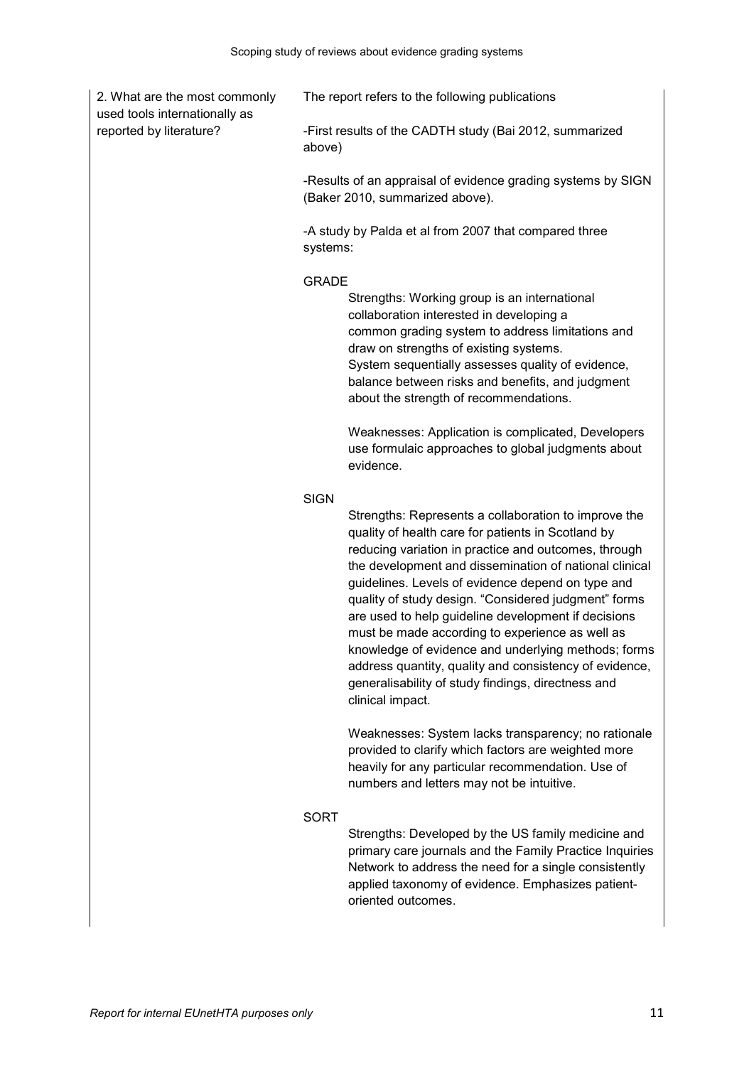| | |
|---|---|
| 2. What are the most commonly used tools internationally as reported by literature? | The report refers to the following publications<br><br>-First results of the CADTH study (Bai 2012, summarized above)<br><br>-Results of an appraisal of evidence grading systems by SIGN (Baker 2010, summarized above).<br><br>-A study by Palda et al from 2007 that compared three systems:<br><br>GRADE<br>Strengths: Working group is an international collaboration interested in developing a common grading system to address limitations and draw on strengths of existing systems. System sequentially assesses quality of evidence, balance between risks and benefits, and judgment about the strength of recommendations.<br><br>Weaknesses: Application is complicated, Developers use formulaic approaches to global judgments about evidence.<br><br>SIGN<br>Strengths: Represents a collaboration to improve the quality of health care for patients in Scotland by reducing variation in practice and outcomes, through the development and dissemination of national clinical guidelines. Levels of evidence depend on type and quality of study design. "Considered judgment" forms are used to help guideline development if decisions must be made according to experience as well as knowledge of evidence and underlying methods; forms address quantity, quality and consistency of evidence, generalisability of study findings, directness and clinical impact.<br><br>Weaknesses: System lacks transparency; no rationale provided to clarify which factors are weighted more heavily for any particular recommendation. Use of numbers and letters may not be intuitive.<br><br>SORT<br>Strengths: Developed by the US family medicine and primary care journals and the Family Practice Inquiries Network to address the need for a single consistently applied taxonomy of evidence. Emphasizes patient-oriented outcomes. |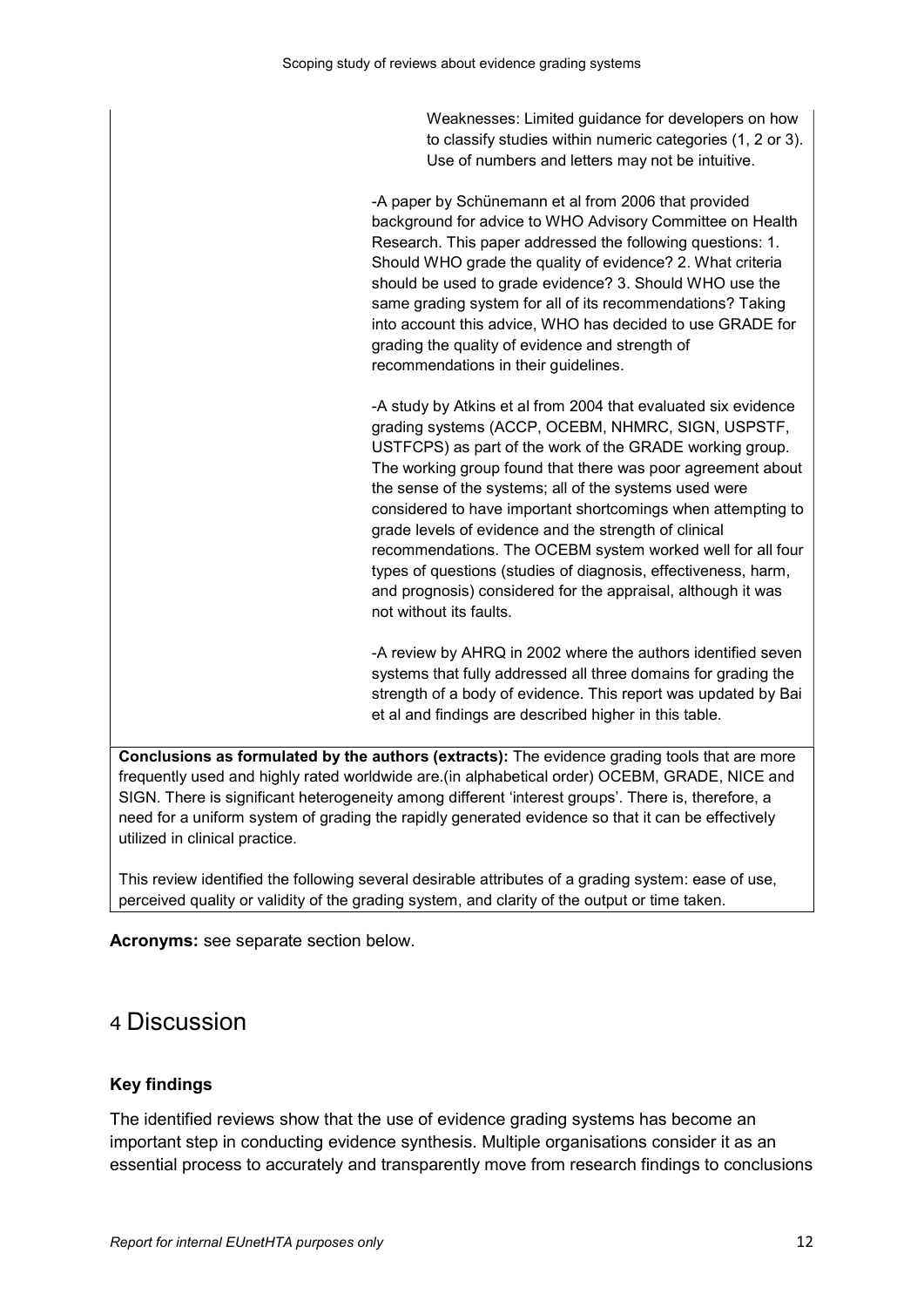| | |
|---|---|
| | Weaknesses: Limited guidance for developers on how to classify studies within numeric categories (1, 2 or 3). Use of numbers and letters may not be intuitive.<br><br>-A paper by Schünemann et al from 2006 that provided background for advice to WHO Advisory Committee on Health Research. This paper addressed the following questions: 1. Should WHO grade the quality of evidence? 2. What criteria should be used to grade evidence? 3. Should WHO use the same grading system for all of its recommendations? Taking into account this advice, WHO has decided to use GRADE for grading the quality of evidence and strength of recommendations in their guidelines.<br><br>-A study by Atkins et al from 2004 that evaluated six evidence grading systems (ACCP, OCEBM, NHMRC, SIGN, USPSTF, USTFCPS) as part of the work of the GRADE working group. The working group found that there was poor agreement about the sense of the systems; all of the systems used were considered to have important shortcomings when attempting to grade levels of evidence and the strength of clinical recommendations. The OCEBM system worked well for all four types of questions (studies of diagnosis, effectiveness, harm, and prognosis) considered for the appraisal, although it was not without its faults.<br><br>-A review by AHRQ in 2002 where the authors identified seven systems that fully addressed all three domains for grading the strength of a body of evidence. This report was updated by Bai et al and findings are described higher in this table. |
| **Conclusions as formulated by the authors (extracts):** The evidence grading tools that are more frequently used and highly rated worldwide are.(in alphabetical order) OCEBM, GRADE, NICE and SIGN. There is significant heterogeneity among different 'interest groups'. There is, therefore, a need for a uniform system of grading the rapidly generated evidence so that it can be effectively utilized in clinical practice.<br><br>This review identified the following several desirable attributes of a grading system: ease of use, perceived quality or validity of the grading system, and clarity of the output or time taken. | |

**Acronyms:** see separate section below.

# 4 Discussion

### Key findings

The identified reviews show that the use of evidence grading systems has become an important step in conducting evidence synthesis. Multiple organisations consider it as an essential process to accurately and transparently move from research findings to conclusions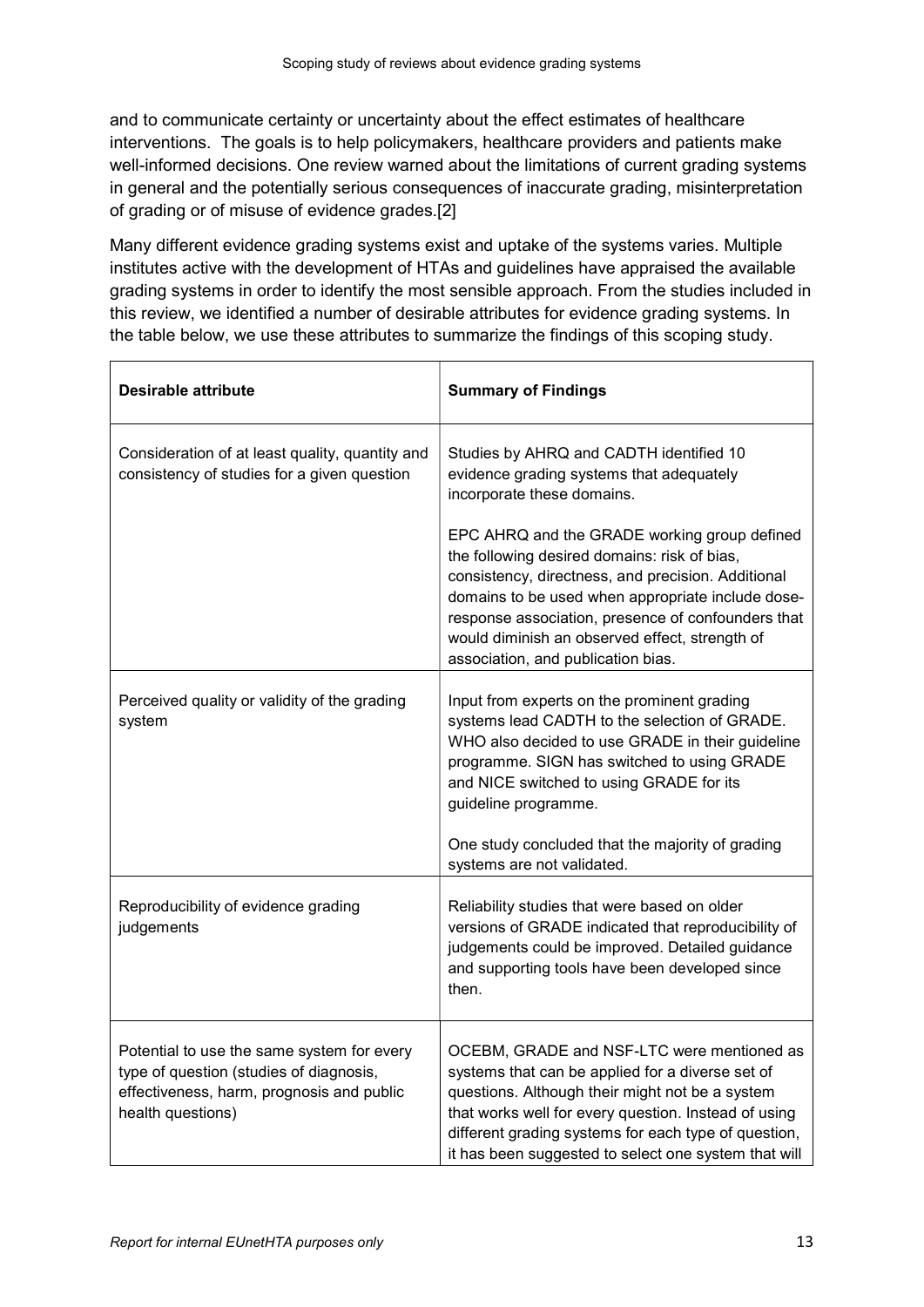and to communicate certainty or uncertainty about the effect estimates of healthcare interventions. The goals is to help policymakers, healthcare providers and patients make well-informed decisions. One review warned about the limitations of current grading systems in general and the potentially serious consequences of inaccurate grading, misinterpretation of grading or of misuse of evidence grades.[2]

Many different evidence grading systems exist and uptake of the systems varies. Multiple institutes active with the development of HTAs and guidelines have appraised the available grading systems in order to identify the most sensible approach. From the studies included in this review, we identified a number of desirable attributes for evidence grading systems. In the table below, we use these attributes to summarize the findings of this scoping study.

| **Desirable attribute** | **Summary of Findings** |
| --- | --- |
| Consideration of at least quality, quantity and consistency of studies for a given question | Studies by AHRQ and CADTH identified 10 evidence grading systems that adequately incorporate these domains.<br><br>EPC AHRQ and the GRADE working group defined the following desired domains: risk of bias, consistency, directness, and precision. Additional domains to be used when appropriate include dose-response association, presence of confounders that would diminish an observed effect, strength of association, and publication bias. |
| Perceived quality or validity of the grading system | Input from experts on the prominent grading systems lead CADTH to the selection of GRADE. WHO also decided to use GRADE in their guideline programme. SIGN has switched to using GRADE and NICE switched to using GRADE for its guideline programme.<br><br>One study concluded that the majority of grading systems are not validated. |
| Reproducibility of evidence grading judgements | Reliability studies that were based on older versions of GRADE indicated that reproducibility of judgements could be improved. Detailed guidance and supporting tools have been developed since then. |
| Potential to use the same system for every type of question (studies of diagnosis, effectiveness, harm, prognosis and public health questions) | OCEBM, GRADE and NSF-LTC were mentioned as systems that can be applied for a diverse set of questions. Although their might not be a system that works well for every question. Instead of using different grading systems for each type of question, it has been suggested to select one system that will |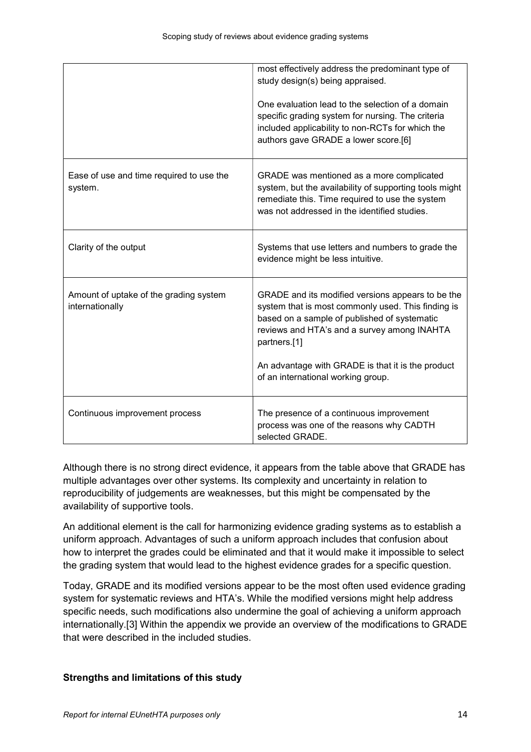| | |
|---|---|
| | most effectively address the predominant type of study design(s) being appraised.<br><br>One evaluation lead to the selection of a domain specific grading system for nursing. The criteria included applicability to non-RCTs for which the authors gave GRADE a lower score.[6] |
| Ease of use and time required to use the system. | GRADE was mentioned as a more complicated system, but the availability of supporting tools might remediate this. Time required to use the system was not addressed in the identified studies. |
| Clarity of the output | Systems that use letters and numbers to grade the evidence might be less intuitive. |
| Amount of uptake of the grading system internationally | GRADE and its modified versions appears to be the system that is most commonly used. This finding is based on a sample of published of systematic reviews and HTA's and a survey among INAHTA partners.[1]<br><br>An advantage with GRADE is that it is the product of an international working group. |
| Continuous improvement process | The presence of a continuous improvement process was one of the reasons why CADTH selected GRADE. |

Although there is no strong direct evidence, it appears from the table above that GRADE has multiple advantages over other systems. Its complexity and uncertainty in relation to reproducibility of judgements are weaknesses, but this might be compensated by the availability of supportive tools.

An additional element is the call for harmonizing evidence grading systems as to establish a uniform approach. Advantages of such a uniform approach includes that confusion about how to interpret the grades could be eliminated and that it would make it impossible to select the grading system that would lead to the highest evidence grades for a specific question.

Today, GRADE and its modified versions appear to be the most often used evidence grading system for systematic reviews and HTA's. While the modified versions might help address specific needs, such modifications also undermine the goal of achieving a uniform approach internationally.[3] Within the appendix we provide an overview of the modifications to GRADE that were described in the included studies.

**Strengths and limitations of this study**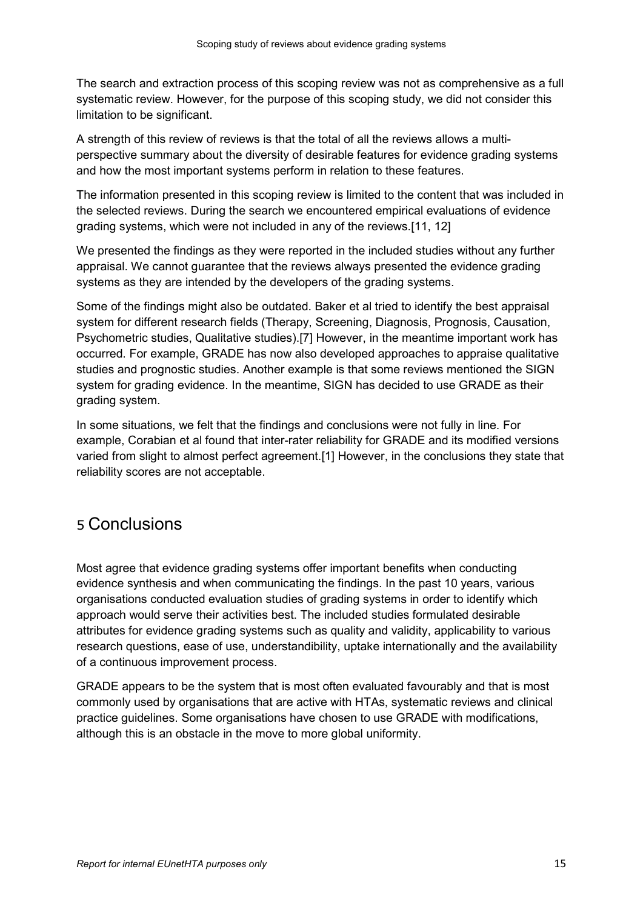The search and extraction process of this scoping review was not as comprehensive as a full systematic review. However, for the purpose of this scoping study, we did not consider this limitation to be significant.

A strength of this review of reviews is that the total of all the reviews allows a multi-perspective summary about the diversity of desirable features for evidence grading systems and how the most important systems perform in relation to these features.

The information presented in this scoping review is limited to the content that was included in the selected reviews. During the search we encountered empirical evaluations of evidence grading systems, which were not included in any of the reviews.[11, 12]

We presented the findings as they were reported in the included studies without any further appraisal. We cannot guarantee that the reviews always presented the evidence grading systems as they are intended by the developers of the grading systems.

Some of the findings might also be outdated. Baker et al tried to identify the best appraisal system for different research fields (Therapy, Screening, Diagnosis, Prognosis, Causation, Psychometric studies, Qualitative studies).[7] However, in the meantime important work has occurred. For example, GRADE has now also developed approaches to appraise qualitative studies and prognostic studies. Another example is that some reviews mentioned the SIGN system for grading evidence. In the meantime, SIGN has decided to use GRADE as their grading system.

In some situations, we felt that the findings and conclusions were not fully in line. For example, Corabian et al found that inter-rater reliability for GRADE and its modified versions varied from slight to almost perfect agreement.[1] However, in the conclusions they state that reliability scores are not acceptable.

# 5 Conclusions

Most agree that evidence grading systems offer important benefits when conducting evidence synthesis and when communicating the findings. In the past 10 years, various organisations conducted evaluation studies of grading systems in order to identify which approach would serve their activities best. The included studies formulated desirable attributes for evidence grading systems such as quality and validity, applicability to various research questions, ease of use, understandibility, uptake internationally and the availability of a continuous improvement process.

GRADE appears to be the system that is most often evaluated favourably and that is most commonly used by organisations that are active with HTAs, systematic reviews and clinical practice guidelines. Some organisations have chosen to use GRADE with modifications, although this is an obstacle in the move to more global uniformity.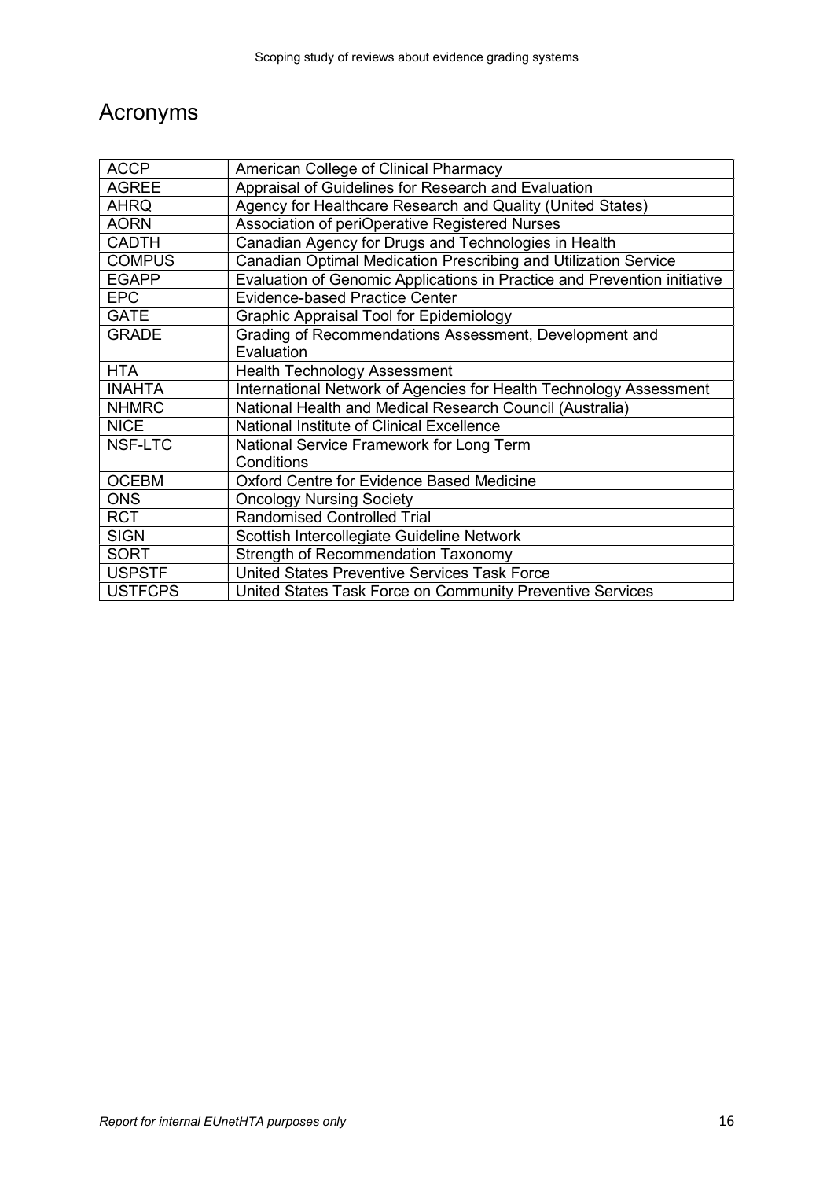# Acronyms

| | |
|---|---|
| ACCP | American College of Clinical Pharmacy |
| AGREE | Appraisal of Guidelines for Research and Evaluation |
| AHRQ | Agency for Healthcare Research and Quality (United States) |
| AORN | Association of periOperative Registered Nurses |
| CADTH | Canadian Agency for Drugs and Technologies in Health |
| COMPUS | Canadian Optimal Medication Prescribing and Utilization Service |
| EGAPP | Evaluation of Genomic Applications in Practice and Prevention initiative |
| EPC | Evidence-based Practice Center |
| GATE | Graphic Appraisal Tool for Epidemiology |
| GRADE | Grading of Recommendations Assessment, Development and Evaluation |
| HTA | Health Technology Assessment |
| INAHTA | International Network of Agencies for Health Technology Assessment |
| NHMRC | National Health and Medical Research Council (Australia) |
| NICE | National Institute of Clinical Excellence |
| NSF-LTC | National Service Framework for Long Term Conditions |
| OCEBM | Oxford Centre for Evidence Based Medicine |
| ONS | Oncology Nursing Society |
| RCT | Randomised Controlled Trial |
| SIGN | Scottish Intercollegiate Guideline Network |
| SORT | Strength of Recommendation Taxonomy |
| USPSTF | United States Preventive Services Task Force |
| USTFCPS | United States Task Force on Community Preventive Services |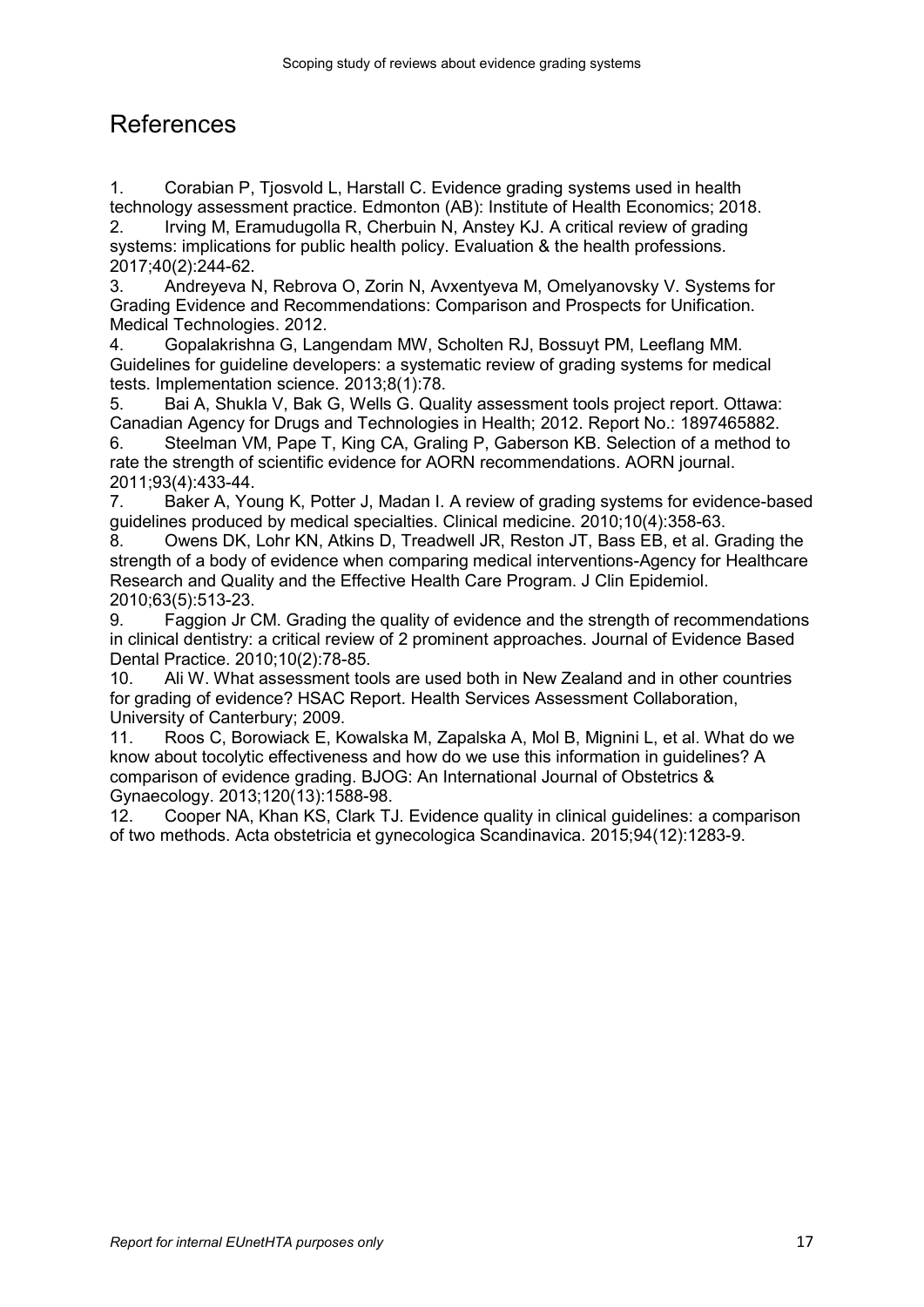# References

1. Corabian P, Tjosvold L, Harstall C. Evidence grading systems used in health technology assessment practice. Edmonton (AB): Institute of Health Economics; 2018.
2. Irving M, Eramudugolla R, Cherbuin N, Anstey KJ. A critical review of grading systems: implications for public health policy. Evaluation & the health professions. 2017;40(2):244-62.
3. Andreyeva N, Rebrova O, Zorin N, Avxentyeva M, Omelyanovsky V. Systems for Grading Evidence and Recommendations: Comparison and Prospects for Unification. Medical Technologies. 2012.
4. Gopalakrishna G, Langendam MW, Scholten RJ, Bossuyt PM, Leeflang MM. Guidelines for guideline developers: a systematic review of grading systems for medical tests. Implementation science. 2013;8(1):78.
5. Bai A, Shukla V, Bak G, Wells G. Quality assessment tools project report. Ottawa: Canadian Agency for Drugs and Technologies in Health; 2012. Report No.: 1897465882.
6. Steelman VM, Pape T, King CA, Graling P, Gaberson KB. Selection of a method to rate the strength of scientific evidence for AORN recommendations. AORN journal. 2011;93(4):433-44.
7. Baker A, Young K, Potter J, Madan I. A review of grading systems for evidence-based guidelines produced by medical specialties. Clinical medicine. 2010;10(4):358-63.
8. Owens DK, Lohr KN, Atkins D, Treadwell JR, Reston JT, Bass EB, et al. Grading the strength of a body of evidence when comparing medical interventions-Agency for Healthcare Research and Quality and the Effective Health Care Program. J Clin Epidemiol. 2010;63(5):513-23.
9. Faggion Jr CM. Grading the quality of evidence and the strength of recommendations in clinical dentistry: a critical review of 2 prominent approaches. Journal of Evidence Based Dental Practice. 2010;10(2):78-85.
10. Ali W. What assessment tools are used both in New Zealand and in other countries for grading of evidence? HSAC Report. Health Services Assessment Collaboration, University of Canterbury; 2009.
11. Roos C, Borowiack E, Kowalska M, Zapalska A, Mol B, Mignini L, et al. What do we know about tocolytic effectiveness and how do we use this information in guidelines? A comparison of evidence grading. BJOG: An International Journal of Obstetrics & Gynaecology. 2013;120(13):1588-98.
12. Cooper NA, Khan KS, Clark TJ. Evidence quality in clinical guidelines: a comparison of two methods. Acta obstetricia et gynecologica Scandinavica. 2015;94(12):1283-9.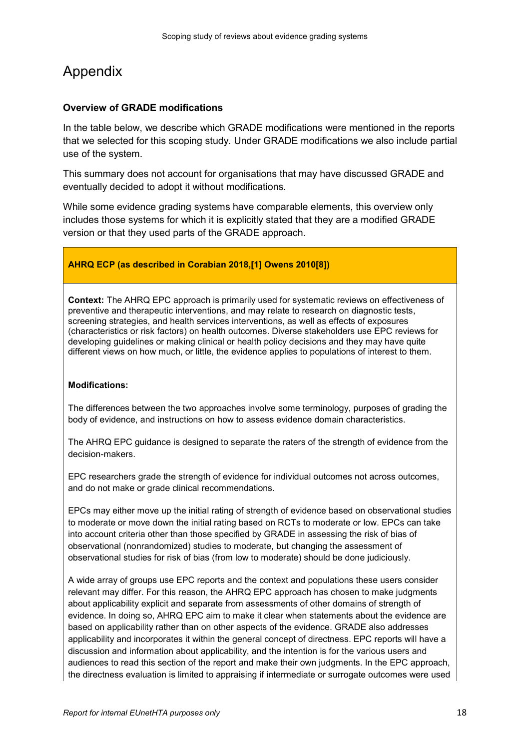# Appendix

**Overview of GRADE modifications**

In the table below, we describe which GRADE modifications were mentioned in the reports that we selected for this scoping study. Under GRADE modifications we also include partial use of the system.

This summary does not account for organisations that may have discussed GRADE and eventually decided to adopt it without modifications.

While some evidence grading systems have comparable elements, this overview only includes those systems for which it is explicitly stated that they are a modified GRADE version or that they used parts of the GRADE approach.

| **AHRQ ECP (as described in Corabian 2018,[1] Owens 2010[8])** |
|---|
| **Context:** The AHRQ EPC approach is primarily used for systematic reviews on effectiveness of preventive and therapeutic interventions, and may relate to research on diagnostic tests, screening strategies, and health services interventions, as well as effects of exposures (characteristics or risk factors) on health outcomes. Diverse stakeholders use EPC reviews for developing guidelines or making clinical or health policy decisions and they may have quite different views on how much, or little, the evidence applies to populations of interest to them.<br><br>**Modifications:**<br><br>The differences between the two approaches involve some terminology, purposes of grading the body of evidence, and instructions on how to assess evidence domain characteristics.<br><br>The AHRQ EPC guidance is designed to separate the raters of the strength of evidence from the decision-makers.<br><br>EPC researchers grade the strength of evidence for individual outcomes not across outcomes, and do not make or grade clinical recommendations.<br><br>EPCs may either move up the initial rating of strength of evidence based on observational studies to moderate or move down the initial rating based on RCTs to moderate or low. EPCs can take into account criteria other than those specified by GRADE in assessing the risk of bias of observational (nonrandomized) studies to moderate, but changing the assessment of observational studies for risk of bias (from low to moderate) should be done judiciously.<br><br>A wide array of groups use EPC reports and the context and populations these users consider relevant may differ. For this reason, the AHRQ EPC approach has chosen to make judgments about applicability explicit and separate from assessments of other domains of strength of evidence. In doing so, AHRQ EPC aim to make it clear when statements about the evidence are based on applicability rather than on other aspects of the evidence. GRADE also addresses applicability and incorporates it within the general concept of directness. EPC reports will have a discussion and information about applicability, and the intention is for the various users and audiences to read this section of the report and make their own judgments. In the EPC approach, the directness evaluation is limited to appraising if intermediate or surrogate outcomes were used |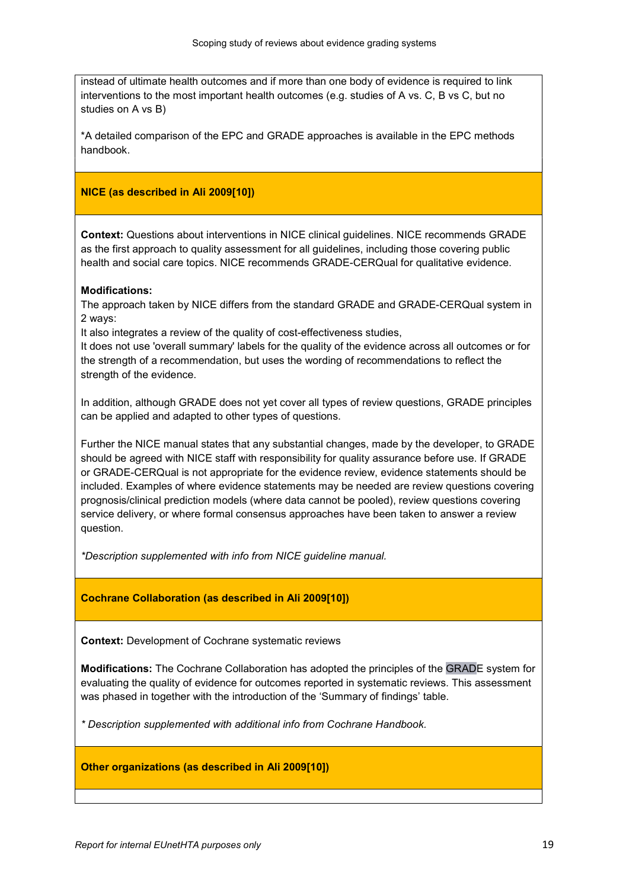instead of ultimate health outcomes and if more than one body of evidence is required to link interventions to the most important health outcomes (e.g. studies of A vs. C, B vs C, but no studies on A vs B)

*A detailed comparison of the EPC and GRADE approaches is available in the EPC methods handbook.

**NICE (as described in Ali 2009[10])**

**Context:** Questions about interventions in NICE clinical guidelines. NICE recommends GRADE as the first approach to quality assessment for all guidelines, including those covering public health and social care topics. NICE recommends GRADE-CERQual for qualitative evidence.

**Modifications:**
The approach taken by NICE differs from the standard GRADE and GRADE-CERQual system in 2 ways:
It also integrates a review of the quality of cost-effectiveness studies,
It does not use 'overall summary' labels for the quality of the evidence across all outcomes or for the strength of a recommendation, but uses the wording of recommendations to reflect the strength of the evidence.

In addition, although GRADE does not yet cover all types of review questions, GRADE principles can be applied and adapted to other types of questions.

Further the NICE manual states that any substantial changes, made by the developer, to GRADE should be agreed with NICE staff with responsibility for quality assurance before use. If GRADE or GRADE-CERQual is not appropriate for the evidence review, evidence statements should be included. Examples of where evidence statements may be needed are review questions covering prognosis/clinical prediction models (where data cannot be pooled), review questions covering service delivery, or where formal consensus approaches have been taken to answer a review question.

*\*Description supplemented with info from NICE guideline manual.*

**Cochrane Collaboration (as described in Ali 2009[10])**

**Context:** Development of Cochrane systematic reviews

**Modifications:** The Cochrane Collaboration has adopted the principles of the GRADE system for evaluating the quality of evidence for outcomes reported in systematic reviews. This assessment was phased in together with the introduction of the 'Summary of findings' table.

*\* Description supplemented with additional info from Cochrane Handbook.*

**Other organizations (as described in Ali 2009[10])**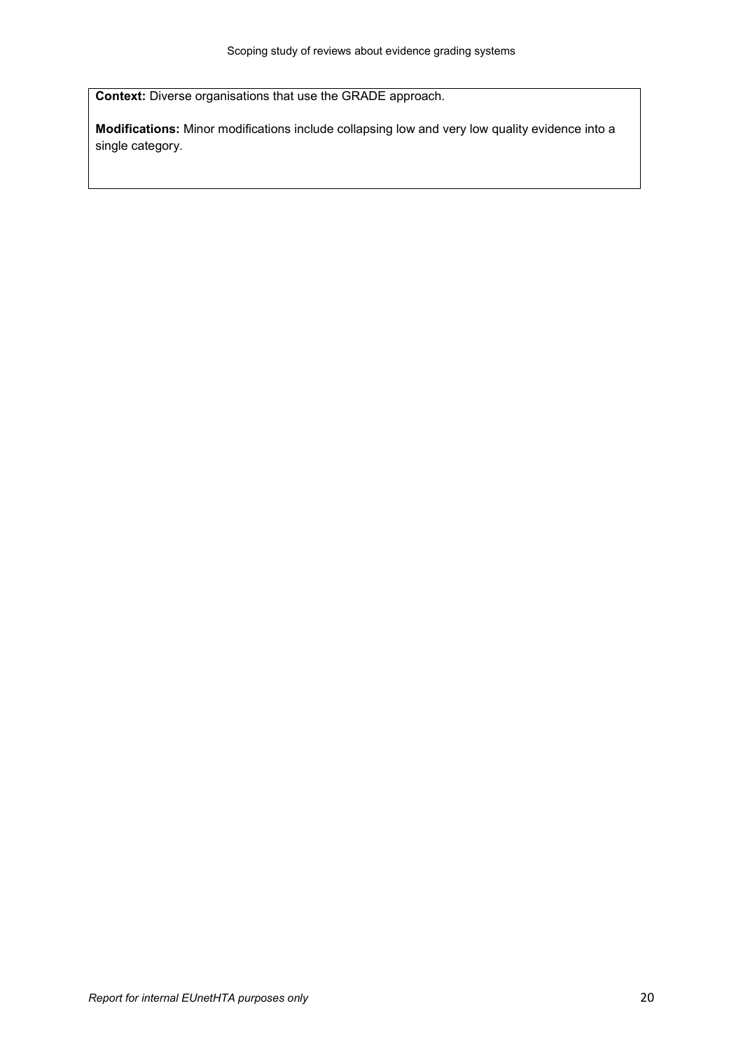**Context:** Diverse organisations that use the GRADE approach.

**Modifications:** Minor modifications include collapsing low and very low quality evidence into a single category.